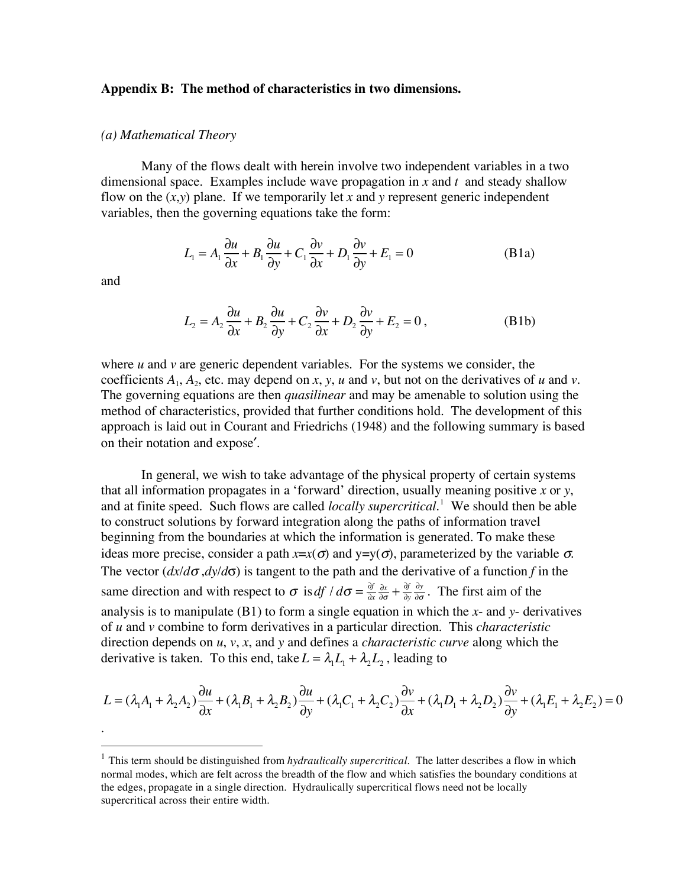## Appendix B: The method of characteristics in two dimensions.

### *(a) Mathematical Theory*

Many of the flows dealt with herein involve two independent variables in a two dimensional space. Examples include wave propagation in $x$ and $t$ and steady shallow flow on the $(x,y)$ plane. If we temporarily let $x$ and $y$ represent generic independent variables, then the governing equations take the form:

$$L_1 = A_1 \frac{\partial u}{\partial x} + B_1 \frac{\partial u}{\partial y} + C_1 \frac{\partial v}{\partial x} + D_1 \frac{\partial v}{\partial y} + E_1 = 0 \qquad \text{(B1a)}$$

and

$$L_2 = A_2 \frac{\partial u}{\partial x} + B_2 \frac{\partial u}{\partial y} + C_2 \frac{\partial v}{\partial x} + D_2 \frac{\partial v}{\partial y} + E_2 = 0\,, \qquad \text{(B1b)}$$

where $u$ and $v$ are generic dependent variables. For the systems we consider, the coefficients $A_1$, $A_2$, etc. may depend on $x$, $y$, $u$ and $v$, but not on the derivatives of $u$ and $v$. The governing equations are then *quasilinear* and may be amenable to solution using the method of characteristics, provided that further conditions hold. The development of this approach is laid out in Courant and Friedrichs (1948) and the following summary is based on their notation and exposé.

In general, we wish to take advantage of the physical property of certain systems that all information propagates in a 'forward' direction, usually meaning positive $x$ or $y$, and at finite speed. Such flows are called *locally supercritical*.[1] We should then be able to construct solutions by forward integration along the paths of information travel beginning from the boundaries at which the information is generated. To make these ideas more precise, consider a path $x=x(\sigma)$ and $y=y(\sigma)$, parameterized by the variable $\sigma$. The vector $(dx/d\sigma, dy/d\sigma)$ is tangent to the path and the derivative of a function $f$ in the same direction and with respect to $\sigma$ is $df/d\sigma = \frac{\partial f}{\partial x}\frac{\partial x}{\partial \sigma} + \frac{\partial f}{\partial y}\frac{\partial y}{\partial \sigma}$. The first aim of the analysis is to manipulate (B1) to form a single equation in which the $x$- and $y$- derivatives of $u$ and $v$ combine to form derivatives in a particular direction. This *characteristic* direction depends on $u$, $v$, $x$, and $y$ and defines a *characteristic curve* along which the derivative is taken. To this end, take $L = \lambda_1 L_1 + \lambda_2 L_2$, leading to

$$L = (\lambda_1 A_1 + \lambda_2 A_2)\frac{\partial u}{\partial x} + (\lambda_1 B_1 + \lambda_2 B_2)\frac{\partial u}{\partial y} + (\lambda_1 C_1 + \lambda_2 C_2)\frac{\partial v}{\partial x} + (\lambda_1 D_1 + \lambda_2 D_2)\frac{\partial v}{\partial y} + (\lambda_1 E_1 + \lambda_2 E_2) = 0$$

.

[1] This term should be distinguished from *hydraulically supercritical*. The latter describes a flow in which normal modes, which are felt across the breadth of the flow and which satisfies the boundary conditions at the edges, propagate in a single direction. Hydraulically supercritical flows need not be locally supercritical across their entire width.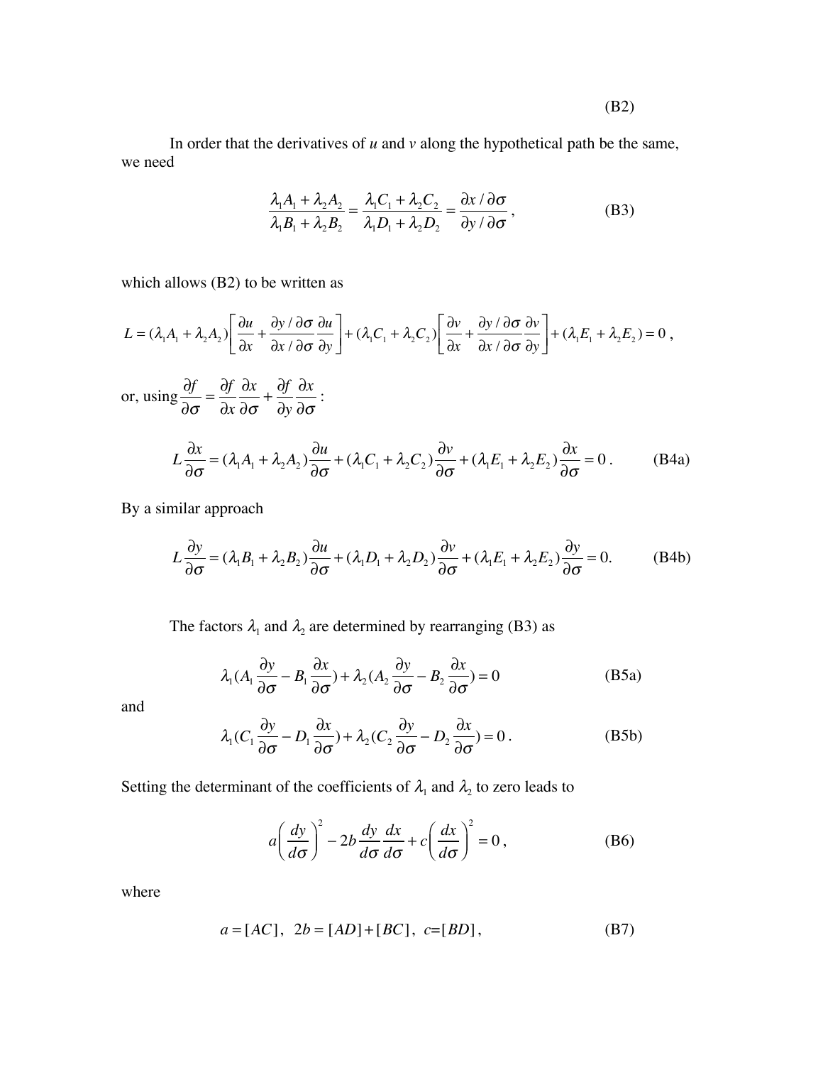(B2)

In order that the derivatives of *u* and *v* along the hypothetical path be the same, we need

$$\frac{\lambda_1 A_1 + \lambda_2 A_2}{\lambda_1 B_1 + \lambda_2 B_2} = \frac{\lambda_1 C_1 + \lambda_2 C_2}{\lambda_1 D_1 + \lambda_2 D_2} = \frac{\partial x / \partial \sigma}{\partial y / \partial \sigma}, \tag{B3}$$

which allows (B2) to be written as

$$L = (\lambda_1 A_1 + \lambda_2 A_2)\left[\frac{\partial u}{\partial x} + \frac{\partial y / \partial \sigma}{\partial x / \partial \sigma}\frac{\partial u}{\partial y}\right] + (\lambda_1 C_1 + \lambda_2 C_2)\left[\frac{\partial v}{\partial x} + \frac{\partial y / \partial \sigma}{\partial x / \partial \sigma}\frac{\partial v}{\partial y}\right] + (\lambda_1 E_1 + \lambda_2 E_2) = 0\,,$$

or, using $\dfrac{\partial f}{\partial \sigma} = \dfrac{\partial f}{\partial x}\dfrac{\partial x}{\partial \sigma} + \dfrac{\partial f}{\partial y}\dfrac{\partial x}{\partial \sigma}$:

$$L\frac{\partial x}{\partial \sigma} = (\lambda_1 A_1 + \lambda_2 A_2)\frac{\partial u}{\partial \sigma} + (\lambda_1 C_1 + \lambda_2 C_2)\frac{\partial v}{\partial \sigma} + (\lambda_1 E_1 + \lambda_2 E_2)\frac{\partial x}{\partial \sigma} = 0\,. \tag{B4a}$$

By a similar approach

$$L\frac{\partial y}{\partial \sigma} = (\lambda_1 B_1 + \lambda_2 B_2)\frac{\partial u}{\partial \sigma} + (\lambda_1 D_1 + \lambda_2 D_2)\frac{\partial v}{\partial \sigma} + (\lambda_1 E_1 + \lambda_2 E_2)\frac{\partial y}{\partial \sigma} = 0. \tag{B4b}$$

The factors $\lambda_1$ and $\lambda_2$ are determined by rearranging (B3) as

$$\lambda_1 (A_1 \frac{\partial y}{\partial \sigma} - B_1 \frac{\partial x}{\partial \sigma}) + \lambda_2 (A_2 \frac{\partial y}{\partial \sigma} - B_2 \frac{\partial x}{\partial \sigma}) = 0 \tag{B5a}$$

and

$$\lambda_1 (C_1 \frac{\partial y}{\partial \sigma} - D_1 \frac{\partial x}{\partial \sigma}) + \lambda_2 (C_2 \frac{\partial y}{\partial \sigma} - D_2 \frac{\partial x}{\partial \sigma}) = 0\,. \tag{B5b}$$

Setting the determinant of the coefficients of $\lambda_1$ and $\lambda_2$ to zero leads to

$$a\left(\frac{dy}{d\sigma}\right)^2 - 2b\frac{dy}{d\sigma}\frac{dx}{d\sigma} + c\left(\frac{dx}{d\sigma}\right)^2 = 0\,, \tag{B6}$$

where

$$a = [AC],\;\; 2b = [AD] + [BC],\;\; c = [BD]\,, \tag{B7}$$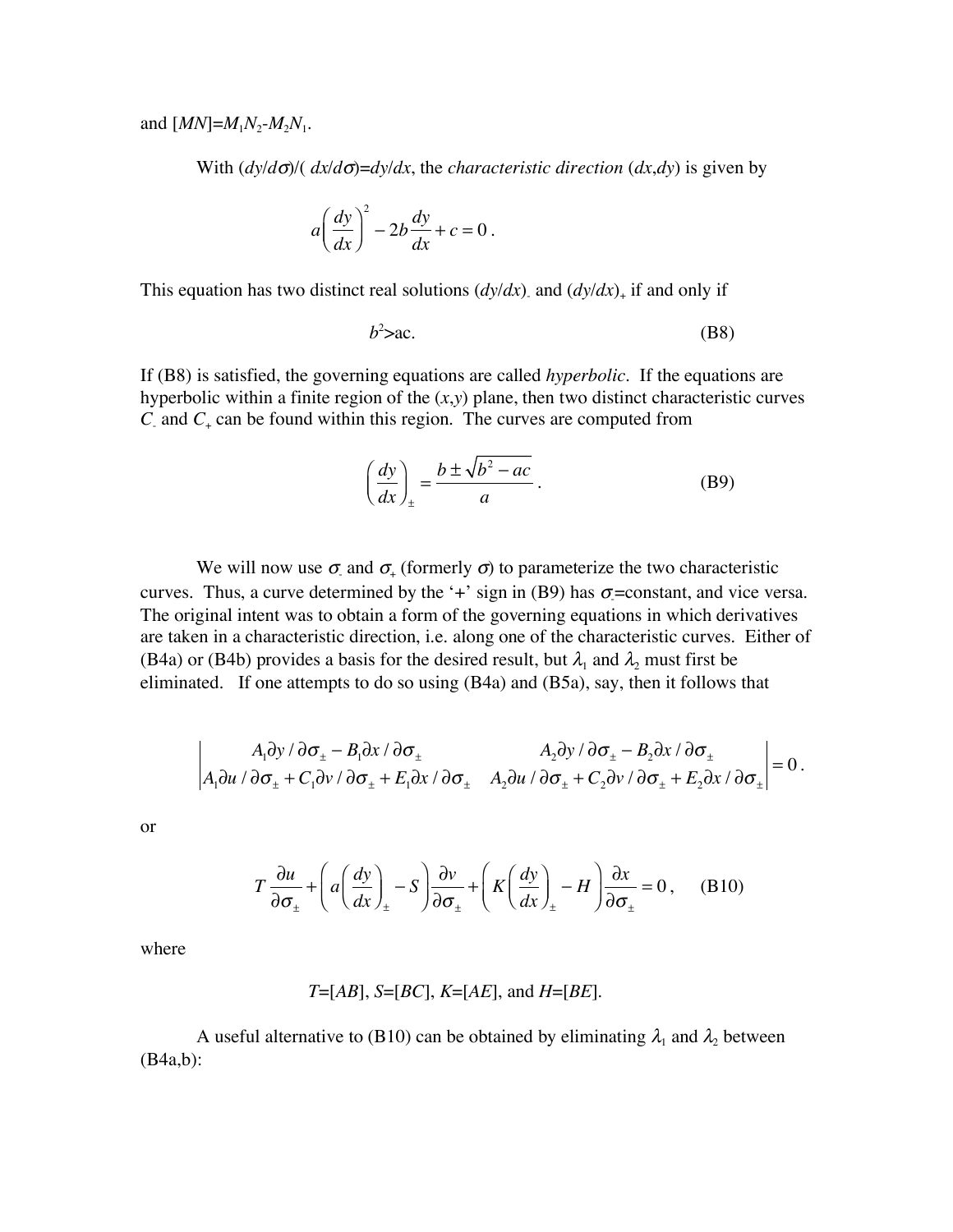and $[MN]=M_1N_2-M_2N_1$.

With $(dy/d\sigma)/(dx/d\sigma)=dy/dx$, the *characteristic direction* $(dx,dy)$ is given by

$$a\left(\frac{dy}{dx}\right)^2 - 2b\frac{dy}{dx} + c = 0\,.$$

This equation has two distinct real solutions $(dy/dx)_-$ and $(dy/dx)_+$ if and only if

$$b^2 > ac. \tag{B8}$$

If (B8) is satisfied, the governing equations are called *hyperbolic*. If the equations are hyperbolic within a finite region of the $(x,y)$ plane, then two distinct characteristic curves $C_-$ and $C_+$ can be found within this region. The curves are computed from

$$\left(\frac{dy}{dx}\right)_\pm = \frac{b \pm \sqrt{b^2 - ac}}{a}\,. \tag{B9}$$

We will now use $\sigma_-$ and $\sigma_+$ (formerly $\sigma$) to parameterize the two characteristic curves. Thus, a curve determined by the '+' sign in (B9) has $\sigma_-$=constant, and vice versa. The original intent was to obtain a form of the governing equations in which derivatives are taken in a characteristic direction, i.e. along one of the characteristic curves. Either of (B4a) or (B4b) provides a basis for the desired result, but $\lambda_1$ and $\lambda_2$ must first be eliminated. If one attempts to do so using (B4a) and (B5a), say, then it follows that

$$\begin{vmatrix} A_1\partial y/\partial\sigma_\pm - B_1\partial x/\partial\sigma_\pm & A_2\partial y/\partial\sigma_\pm - B_2\partial x/\partial\sigma_\pm \\ A_1\partial u/\partial\sigma_\pm + C_1\partial v/\partial\sigma_\pm + E_1\partial x/\partial\sigma_\pm & A_2\partial u/\partial\sigma_\pm + C_2\partial v/\partial\sigma_\pm + E_2\partial x/\partial\sigma_\pm \end{vmatrix} = 0\,.$$

or

$$T\frac{\partial u}{\partial\sigma_\pm} + \left(a\left(\frac{dy}{dx}\right)_\pm - S\right)\frac{\partial v}{\partial\sigma_\pm} + \left(K\left(\frac{dy}{dx}\right)_\pm - H\right)\frac{\partial x}{\partial\sigma_\pm} = 0\,, \tag{B10}$$

where

$T=[AB]$, $S=[BC]$, $K=[AE]$, and $H=[BE]$.

A useful alternative to (B10) can be obtained by eliminating $\lambda_1$ and $\lambda_2$ between (B4a,b):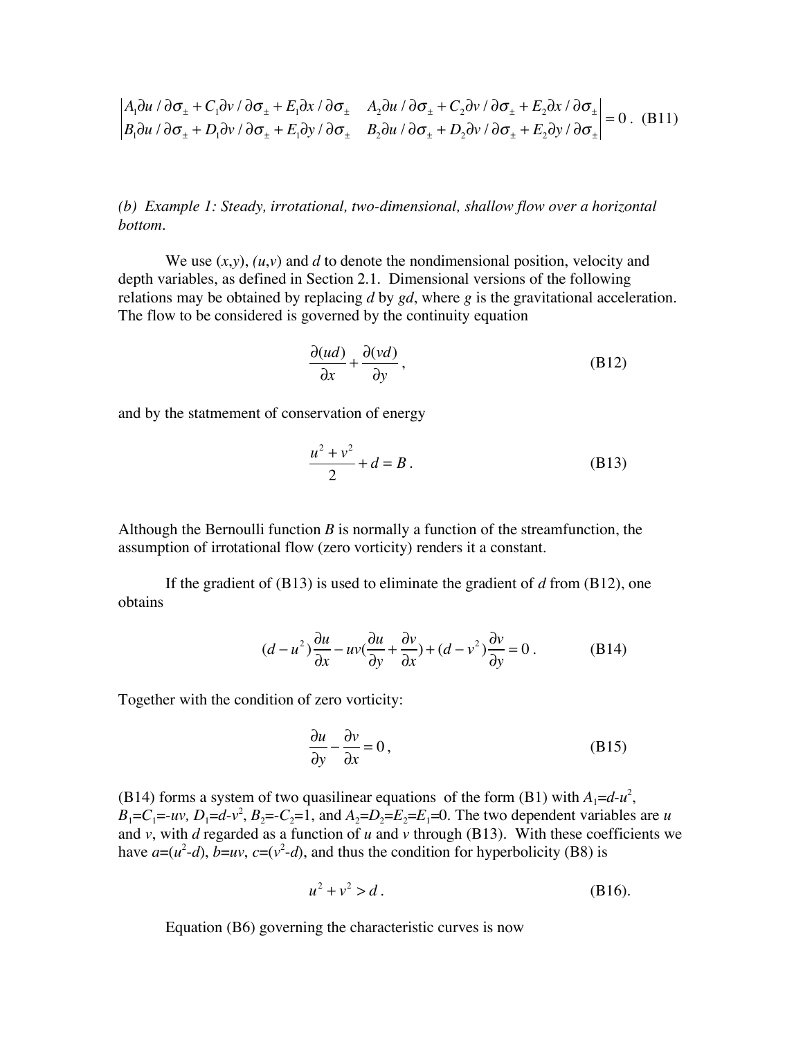$$\begin{vmatrix} A_1\partial u/\partial\sigma_\pm + C_1\partial v/\partial\sigma_\pm + E_1\partial x/\partial\sigma_\pm & A_2\partial u/\partial\sigma_\pm + C_2\partial v/\partial\sigma_\pm + E_2\partial x/\partial\sigma_\pm \\ B_1\partial u/\partial\sigma_\pm + D_1\partial v/\partial\sigma_\pm + E_1\partial y/\partial\sigma_\pm & B_2\partial u/\partial\sigma_\pm + D_2\partial v/\partial\sigma_\pm + E_2\partial y/\partial\sigma_\pm \end{vmatrix} = 0\,. \quad \text{(B11)}$$

*(b) Example 1: Steady, irrotational, two-dimensional, shallow flow over a horizontal bottom.*

We use $(x,y)$, $(u,v)$ and $d$ to denote the nondimensional position, velocity and depth variables, as defined in Section 2.1. Dimensional versions of the following relations may be obtained by replacing $d$ by $gd$, where $g$ is the gravitational acceleration. The flow to be considered is governed by the continuity equation

$$\frac{\partial(ud)}{\partial x} + \frac{\partial(vd)}{\partial y}\,, \quad \text{(B12)}$$

and by the statmement of conservation of energy

$$\frac{u^2+v^2}{2} + d = B\,. \quad \text{(B13)}$$

Although the Bernoulli function $B$ is normally a function of the streamfunction, the assumption of irrotational flow (zero vorticity) renders it a constant.

If the gradient of (B13) is used to eliminate the gradient of $d$ from (B12), one obtains

$$(d-u^2)\frac{\partial u}{\partial x} - uv\left(\frac{\partial u}{\partial y} + \frac{\partial v}{\partial x}\right) + (d-v^2)\frac{\partial v}{\partial y} = 0\,. \quad \text{(B14)}$$

Together with the condition of zero vorticity:

$$\frac{\partial u}{\partial y} - \frac{\partial v}{\partial x} = 0\,, \quad \text{(B15)}$$

(B14) forms a system of two quasilinear equations of the form (B1) with $A_1=d-u^2$, $B_1=C_1=-uv$, $D_1=d-v^2$, $B_2=-C_2=1$, and $A_2=D_2=E_2=E_1=0$. The two dependent variables are $u$ and $v$, with $d$ regarded as a function of $u$ and $v$ through (B13). With these coefficients we have $a=(u^2-d)$, $b=uv$, $c=(v^2-d)$, and thus the condition for hyperbolicity (B8) is

$$u^2+v^2 > d\,. \quad \text{(B16).}$$

Equation (B6) governing the characteristic curves is now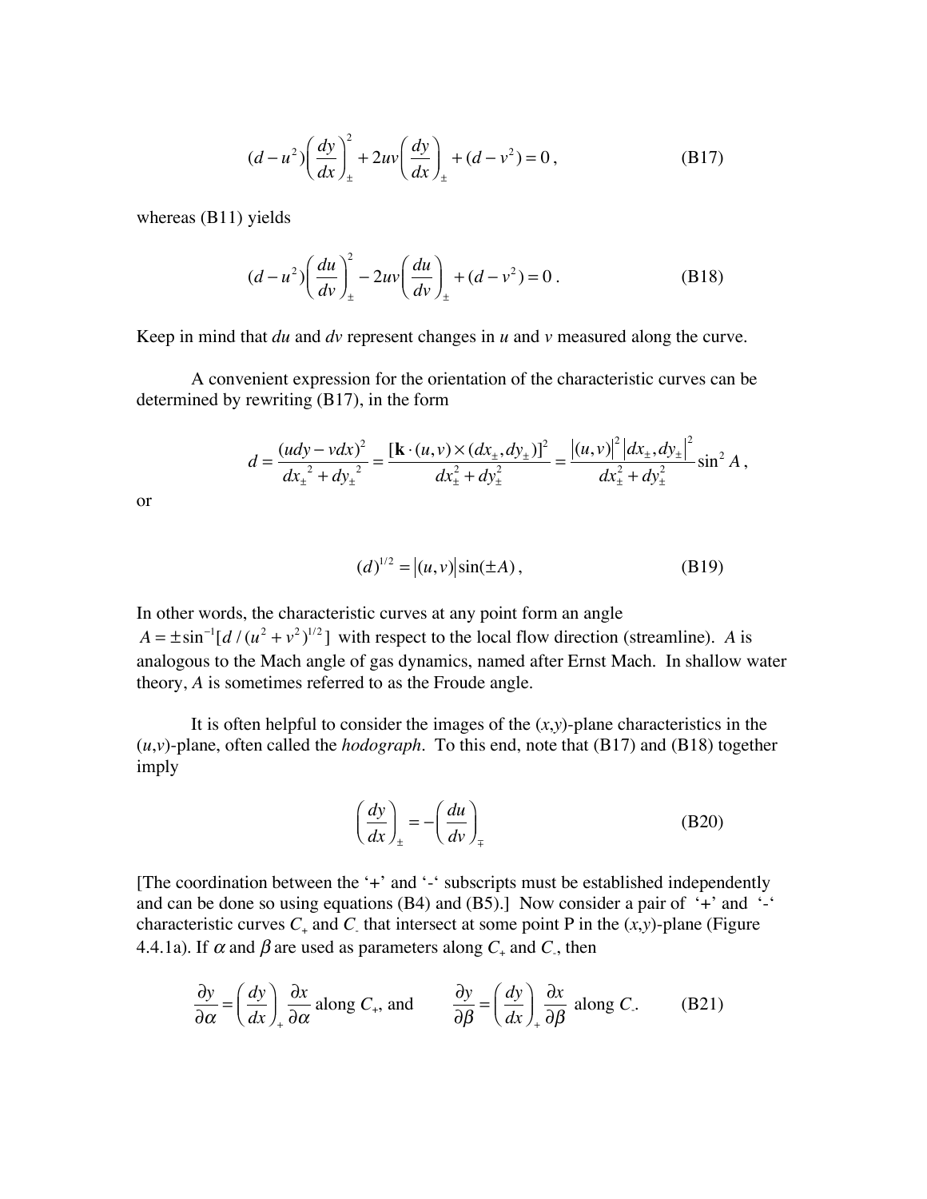$$(d-u^2)\left(\frac{dy}{dx}\right)_{\pm}^2 + 2uv\left(\frac{dy}{dx}\right)_{\pm} + (d-v^2) = 0\,, \qquad \text{(B17)}$$

whereas (B11) yields

$$(d-u^2)\left(\frac{du}{dv}\right)_{\pm}^2 - 2uv\left(\frac{du}{dv}\right)_{\pm} + (d-v^2) = 0\,. \qquad \text{(B18)}$$

Keep in mind that $du$ and $dv$ represent changes in $u$ and $v$ measured along the curve.

A convenient expression for the orientation of the characteristic curves can be determined by rewriting (B17), in the form

$$d = \frac{(udy - vdx)^2}{dx_{\pm}{}^2 + dy_{\pm}{}^2} = \frac{[\mathbf{k}\cdot(u,v)\times(dx_{\pm},dy_{\pm})]^2}{dx_{\pm}^2 + dy_{\pm}^2} = \frac{|(u,v)|^2\,|dx_{\pm},dy_{\pm}|^2}{dx_{\pm}^2 + dy_{\pm}^2}\sin^2 A\,,$$

or

$$(d)^{1/2} = |(u,v)|\sin(\pm A)\,, \qquad \text{(B19)}$$

In other words, the characteristic curves at any point form an angle $A = \pm\sin^{-1}[d/(u^2+v^2)^{1/2}]$ with respect to the local flow direction (streamline). $A$ is analogous to the Mach angle of gas dynamics, named after Ernst Mach. In shallow water theory, $A$ is sometimes referred to as the Froude angle.

It is often helpful to consider the images of the $(x,y)$-plane characteristics in the $(u,v)$-plane, often called the *hodograph*. To this end, note that (B17) and (B18) together imply

$$\left(\frac{dy}{dx}\right)_{\pm} = -\left(\frac{du}{dv}\right)_{\mp} \qquad \text{(B20)}$$

[The coordination between the '+' and '-' subscripts must be established independently and can be done so using equations (B4) and (B5).] Now consider a pair of '+' and '-' characteristic curves $C_+$ and $C_-$ that intersect at some point P in the $(x,y)$-plane (Figure 4.4.1a). If $\alpha$ and $\beta$ are used as parameters along $C_+$ and $C_-$, then

$$\frac{\partial y}{\partial \alpha} = \left(\frac{dy}{dx}\right)_{+}\frac{\partial x}{\partial \alpha} \text{ along } C_+, \text{ and } \qquad \frac{\partial y}{\partial \beta} = \left(\frac{dy}{dx}\right)_{+}\frac{\partial x}{\partial \beta} \text{ along } C_-. \qquad \text{(B21)}$$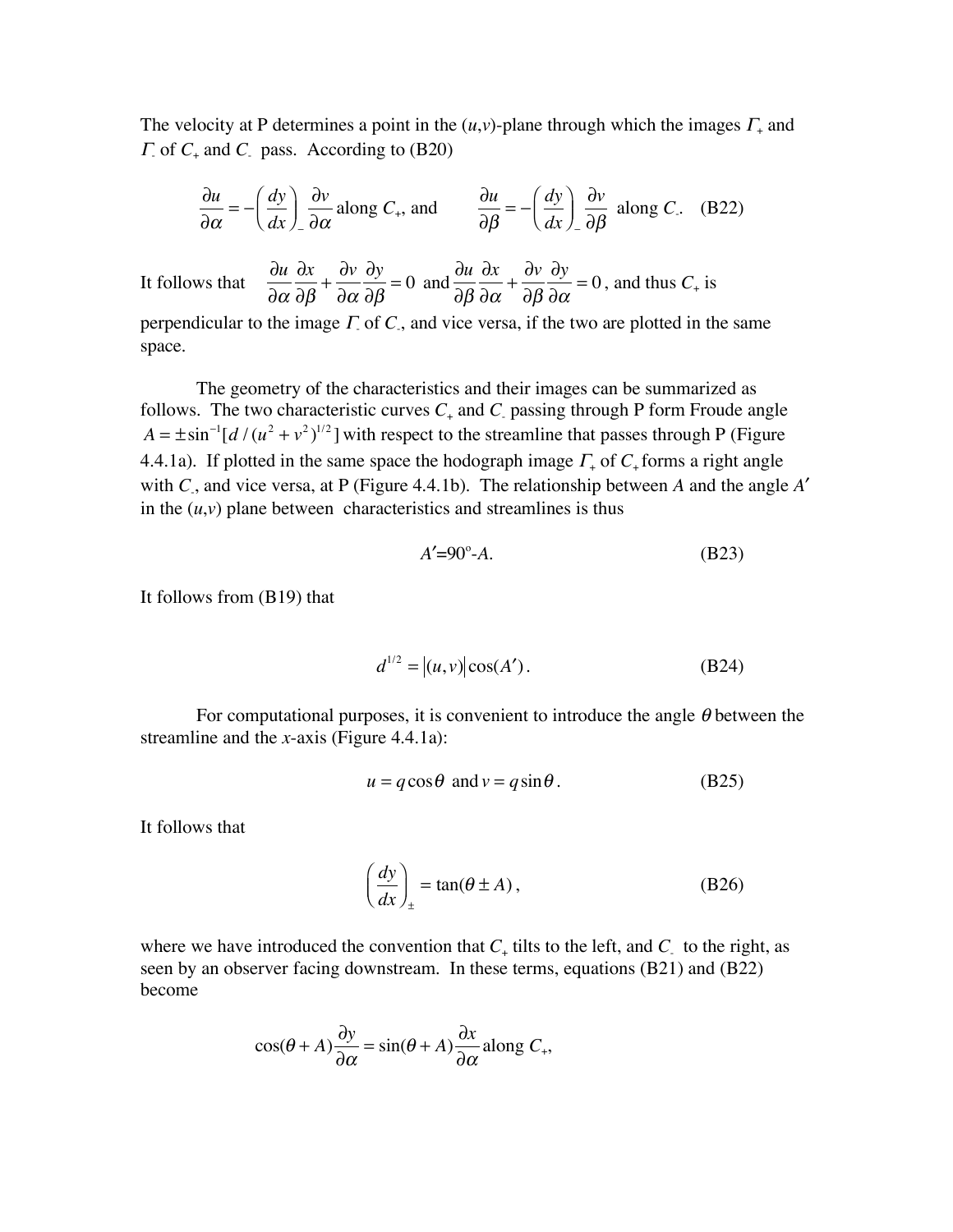The velocity at P determines a point in the $(u,v)$-plane through which the images $\Gamma_+$ and $\Gamma_-$ of $C_+$ and $C_-$ pass. According to (B20)

$$\frac{\partial u}{\partial \alpha} = -\left(\frac{dy}{dx}\right)_- \frac{\partial v}{\partial \alpha} \text{ along } C_+, \text{ and} \qquad \frac{\partial u}{\partial \beta} = -\left(\frac{dy}{dx}\right)_- \frac{\partial v}{\partial \beta} \text{ along } C_-. \quad \text{(B22)}$$

It follows that $\dfrac{\partial u}{\partial \alpha}\dfrac{\partial x}{\partial \beta} + \dfrac{\partial v}{\partial \alpha}\dfrac{\partial y}{\partial \beta} = 0$ and $\dfrac{\partial u}{\partial \beta}\dfrac{\partial x}{\partial \alpha} + \dfrac{\partial v}{\partial \beta}\dfrac{\partial y}{\partial \alpha} = 0$, and thus $C_+$ is perpendicular to the image $\Gamma_-$ of $C_-$, and vice versa, if the two are plotted in the same space.

The geometry of the characteristics and their images can be summarized as follows. The two characteristic curves $C_+$ and $C_-$ passing through P form Froude angle $A = \pm\sin^{-1}[d/(u^2+v^2)^{1/2}]$ with respect to the streamline that passes through P (Figure 4.4.1a). If plotted in the same space the hodograph image $\Gamma_+$ of $C_+$ forms a right angle with $C_-$, and vice versa, at P (Figure 4.4.1b). The relationship between $A$ and the angle $A'$ in the $(u,v)$ plane between characteristics and streamlines is thus

$$A' = 90^{\circ} - A. \quad \text{(B23)}$$

It follows from (B19) that

$$d^{1/2} = |(u,v)|\cos(A'). \quad \text{(B24)}$$

For computational purposes, it is convenient to introduce the angle $\theta$ between the streamline and the $x$-axis (Figure 4.4.1a):

$$u = q\cos\theta \text{ and } v = q\sin\theta. \quad \text{(B25)}$$

It follows that

$$\left(\frac{dy}{dx}\right)_{\pm} = \tan(\theta \pm A), \quad \text{(B26)}$$

where we have introduced the convention that $C_+$ tilts to the left, and $C_-$ to the right, as seen by an observer facing downstream. In these terms, equations (B21) and (B22) become

$$\cos(\theta + A)\frac{\partial y}{\partial \alpha} = \sin(\theta + A)\frac{\partial x}{\partial \alpha} \text{ along } C_+,$$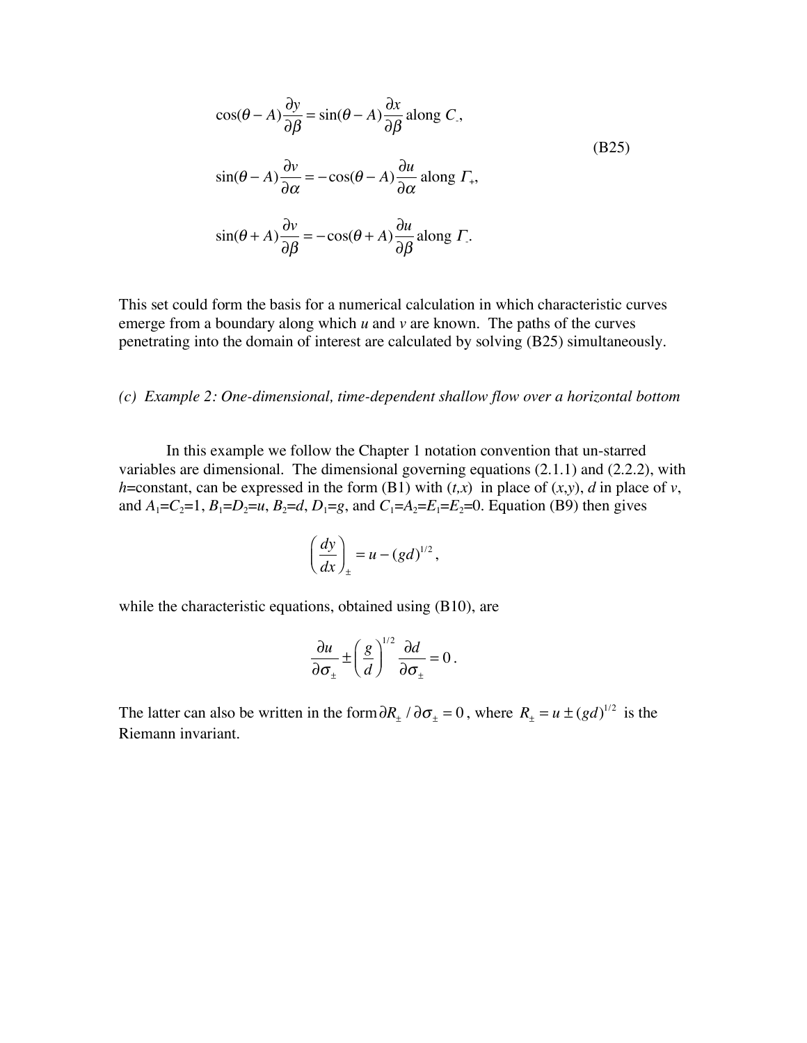$$\cos(\theta - A)\frac{\partial y}{\partial \beta} = \sin(\theta - A)\frac{\partial x}{\partial \beta} \text{ along } C_{-},$$

$$\sin(\theta - A)\frac{\partial v}{\partial \alpha} = -\cos(\theta - A)\frac{\partial u}{\partial \alpha} \text{ along } \Gamma_{+}, \tag{B25}$$

$$\sin(\theta + A)\frac{\partial v}{\partial \beta} = -\cos(\theta + A)\frac{\partial u}{\partial \beta} \text{ along } \Gamma_{-}.$$

This set could form the basis for a numerical calculation in which characteristic curves emerge from a boundary along which $u$ and $v$ are known. The paths of the curves penetrating into the domain of interest are calculated by solving (B25) simultaneously.

*(c) Example 2: One-dimensional, time-dependent shallow flow over a horizontal bottom*

In this example we follow the Chapter 1 notation convention that un-starred variables are dimensional. The dimensional governing equations (2.1.1) and (2.2.2), with $h$=constant, can be expressed in the form (B1) with $(t,x)$ in place of $(x,y)$, $d$ in place of $v$, and $A_1=C_2=1$, $B_1=D_2=u$, $B_2=d$, $D_1=g$, and $C_1=A_2=E_1=E_2=0$. Equation (B9) then gives

$$\left(\frac{dy}{dx}\right)_{\pm} = u - (gd)^{1/2},$$

while the characteristic equations, obtained using (B10), are

$$\frac{\partial u}{\partial \sigma_{\pm}} \pm \left(\frac{g}{d}\right)^{1/2} \frac{\partial d}{\partial \sigma_{\pm}} = 0 .$$

The latter can also be written in the form $\partial R_{\pm} / \partial \sigma_{\pm} = 0$, where $R_{\pm} = u \pm (gd)^{1/2}$ is the Riemann invariant.